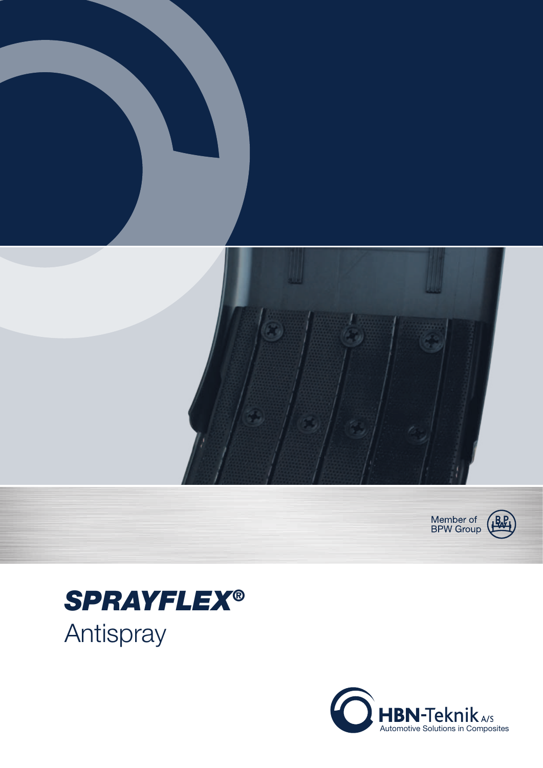Member of BPW Group

# SPRAYFLEX®

## Antispray

HBN-Teknik A/S

Automotive Solutions in Composites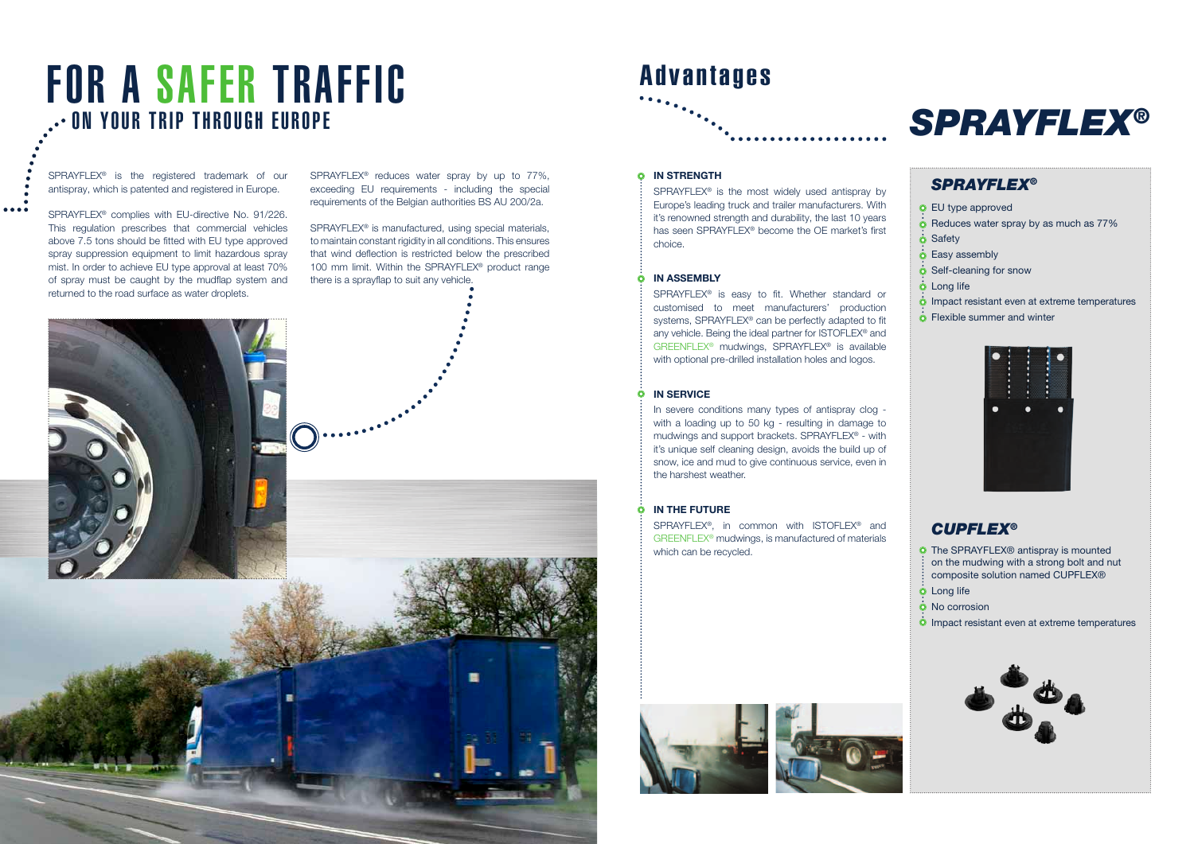# FOR A SAFER TRAFFIC

## ON YOUR TRIP THROUGH EUROPE

SPRAYFLEX® is the registered trademark of our antispray, which is patented and registered in Europe.

SPRAYFLEX® complies with EU-directive No. 91/226. This regulation prescribes that commercial vehicles above 7.5 tons should be fitted with EU type approved spray suppression equipment to limit hazardous spray mist. In order to achieve EU type approval at least 70% of spray must be caught by the mudflap system and returned to the road surface as water droplets.

SPRAYFLEX® reduces water spray by up to 77%, exceeding EU requirements - including the special requirements of the Belgian authorities BS AU 200/2a.

SPRAYFLEX® is manufactured, using special materials, to maintain constant rigidity in all conditions. This ensures that wind deflection is restricted below the prescribed 100 mm limit. Within the SPRAYFLEX® product range there is a sprayflap to suit any vehicle.

# Advantages

### IN STRENGTH

SPRAYFLEX® is the most widely used antispray by Europe's leading truck and trailer manufacturers. With it's renowned strength and durability, the last 10 years has seen SPRAYFLEX® become the OE market's first choice.

### IN ASSEMBLY

SPRAYFLEX® is easy to fit. Whether standard or customised to meet manufacturers' production systems, SPRAYFLEX® can be perfectly adapted to fit any vehicle. Being the ideal partner for ISTOFLEX® and GREENFLEX® mudwings, SPRAYFLEX® is available with optional pre-drilled installation holes and logos.

### IN SERVICE

In severe conditions many types of antispray clog - with a loading up to 50 kg - resulting in damage to mudwings and support brackets. SPRAYFLEX® - with it's unique self cleaning design, avoids the build up of snow, ice and mud to give continuous service, even in the harshest weather.

### IN THE FUTURE

SPRAYFLEX®, in common with ISTOFLEX® and GREENFLEX® mudwings, is manufactured of materials which can be recycled.

# SPRAYFLEX®

### SPRAYFLEX®

- EU type approved
- Reduces water spray by as much as 77%
- Safety
- Easy assembly
- Self-cleaning for snow
- Long life
- Impact resistant even at extreme temperatures
- Flexible summer and winter

### CUPFLEX®

- The SPRAYFLEX® antispray is mounted on the mudwing with a strong bolt and nut composite solution named CUPFLEX®
- Long life
- No corrosion
- Impact resistant even at extreme temperatures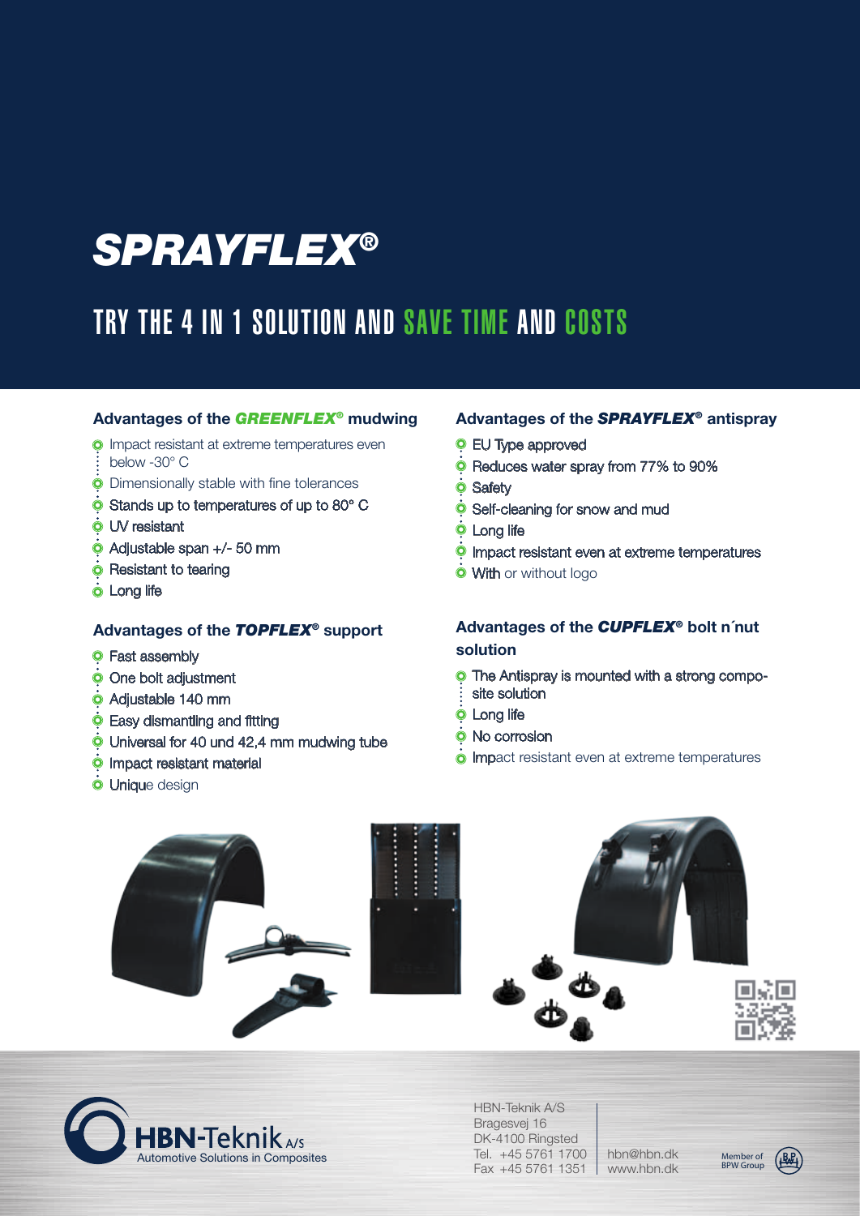# SPRAYFLEX®

## TRY THE 4 IN 1 SOLUTION AND SAVE TIME AND COSTS

### Advantages of the *GREENFLEX®* mudwing

- Impact resistant at extreme temperatures even below -30° C
- Dimensionally stable with fine tolerances
- Stands up to temperatures of up to 80° C
- UV resistant
- Adjustable span +/- 50 mm
- Resistant to tearing
- Long life

### Advantages of the *TOPFLEX®* support

- Fast assembly
- One bolt adjustment
- Adjustable 140 mm
- Easy dismantling and fitting
- Universal for 40 und 42,4 mm mudwing tube
- Impact resistant material
- Unique design

### Advantages of the *SPRAYFLEX®* antispray

- EU Type approved
- Reduces water spray from 77% to 90%
- Safety
- Self-cleaning for snow and mud
- Long life
- Impact resistant even at extreme temperatures
- With or without logo

### Advantages of the *CUPFLEX®* bolt n´nut solution

- The Antispray is mounted with a strong composite solution
- Long life
- No corrosion
- Impact resistant even at extreme temperatures

**HBN-Teknik A/S**
Automotive Solutions in Composites

HBN-Teknik A/S
Bragesvej 16
DK-4100 Ringsted
Tel. +45 5761 1700
Fax +45 5761 1351

hbn@hbn.dk
www.hbn.dk

Member of BPW Group